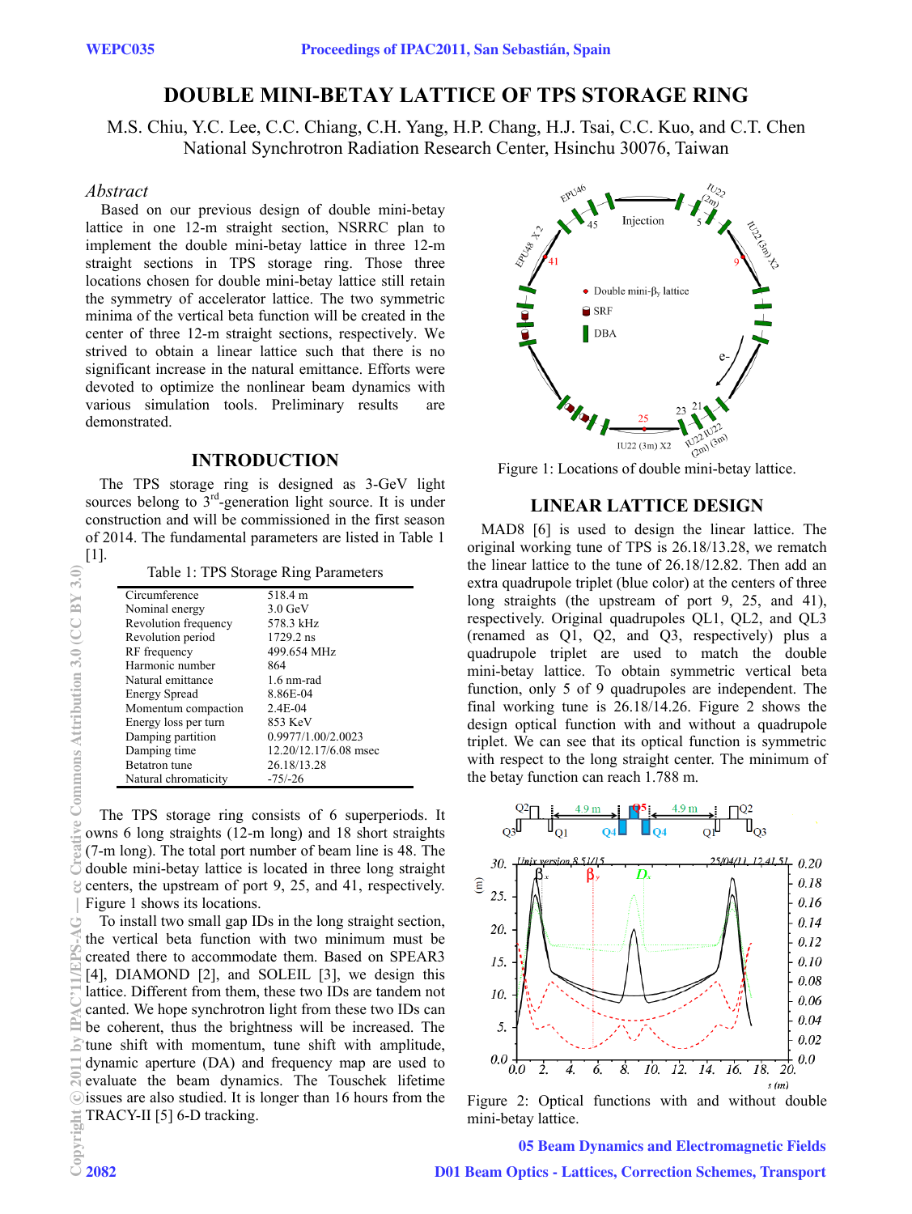# DOUBLE MINI-BETAY LATTICE OF TPS STORAGE RING

M.S. Chiu, Y.C. Lee, C.C. Chiang, C.H. Yang, H.P. Chang, H.J. Tsai, C.C. Kuo, and C.T. Chen
National Synchrotron Radiation Research Center, Hsinchu 30076, Taiwan

## *Abstract*

Based on our previous design of double mini-betay lattice in one 12-m straight section, NSRRC plan to implement the double mini-betay lattice in three 12-m straight sections in TPS storage ring. Those three locations chosen for double mini-betay lattice still retain the symmetry of accelerator lattice. The two symmetric minima of the vertical beta function will be created in the center of three 12-m straight sections, respectively. We strived to obtain a linear lattice such that there is no significant increase in the natural emittance. Efforts were devoted to optimize the nonlinear beam dynamics with various simulation tools. Preliminary results are demonstrated.

## INTRODUCTION

The TPS storage ring is designed as 3-GeV light sources belong to 3[rd]-generation light source. It is under construction and will be commissioned in the first season of 2014. The fundamental parameters are listed in Table 1 [1].

Table 1: TPS Storage Ring Parameters

| | |
|---|---|
| Circumference | 518.4 m |
| Nominal energy | 3.0 GeV |
| Revolution frequency | 578.3 kHz |
| Revolution period | 1729.2 ns |
| RF frequency | 499.654 MHz |
| Harmonic number | 864 |
| Natural emittance | 1.6 nm-rad |
| Energy Spread | 8.86E-04 |
| Momentum compaction | 2.4E-04 |
| Energy loss per turn | 853 KeV |
| Damping partition | 0.9977/1.00/2.0023 |
| Damping time | 12.20/12.17/6.08 msec |
| Betatron tune | 26.18/13.28 |
| Natural chromaticity | -75/-26 |

The TPS storage ring consists of 6 superperiods. It owns 6 long straights (12-m long) and 18 short straights (7-m long). The total port number of beam line is 48. The double mini-betay lattice is located in three long straight centers, the upstream of port 9, 25, and 41, respectively. Figure 1 shows its locations.

To install two small gap IDs in the long straight section, the vertical beta function with two minimum must be created there to accommodate them. Based on SPEAR3 [4], DIAMOND [2], and SOLEIL [3], we design this lattice. Different from them, these two IDs are tandem not canted. We hope synchrotron light from these two IDs can be coherent, thus the brightness will be increased. The tune shift with momentum, tune shift with amplitude, dynamic aperture (DA) and frequency map are used to evaluate the beam dynamics. The Touschek lifetime issues are also studied. It is longer than 16 hours from the TRACY-II [5] 6-D tracking.

Figure 1: Locations of double mini-betay lattice.

## LINEAR LATTICE DESIGN

MAD8 [6] is used to design the linear lattice. The original working tune of TPS is 26.18/13.28, we rematch the linear lattice to the tune of 26.18/12.82. Then add an extra quadrupole triplet (blue color) at the centers of three long straights (the upstream of port 9, 25, and 41), respectively. Original quadrupoles QL1, QL2, and QL3 (renamed as Q1, Q2, and Q3, respectively) plus a quadrupole triplet are used to match the double mini-betay lattice. To obtain symmetric vertical beta function, only 5 of 9 quadrupoles are independent. The final working tune is 26.18/14.26. Figure 2 shows the design optical function with and without a quadrupole triplet. We can see that its optical function is symmetric with respect to the long straight center. The minimum of the betay function can reach 1.788 m.

Figure 2: Optical functions with and without double mini-betay lattice.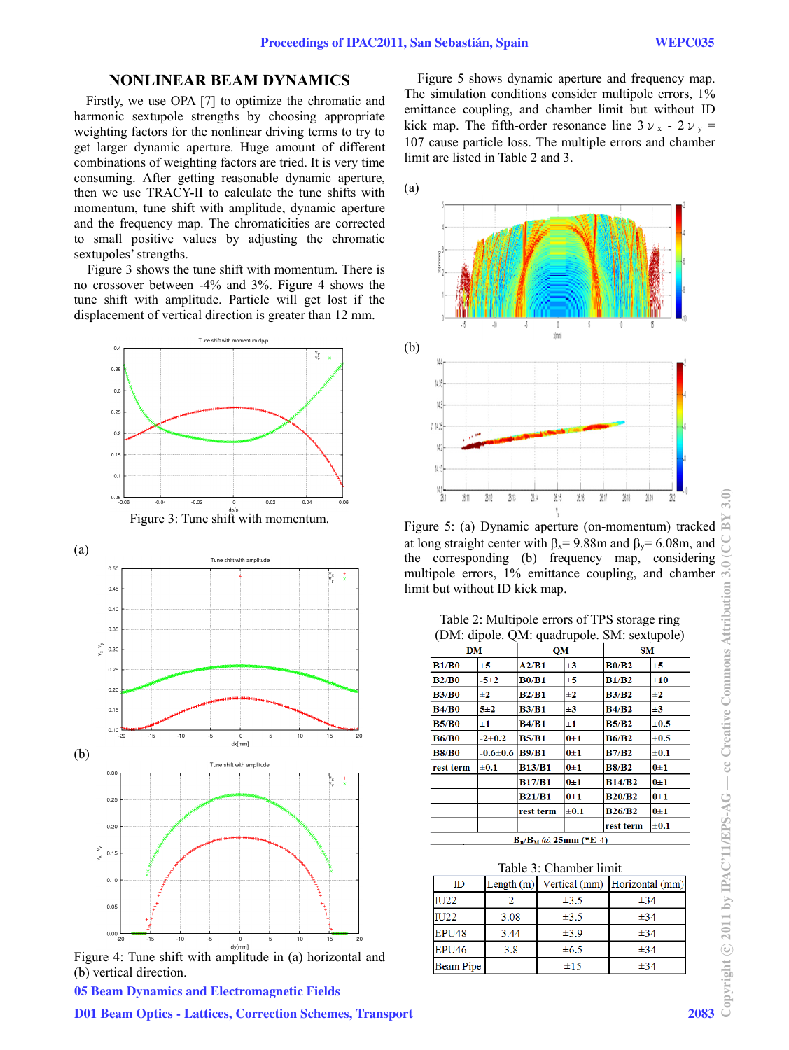## NONLINEAR BEAM DYNAMICS

Firstly, we use OPA [7] to optimize the chromatic and harmonic sextupole strengths by choosing appropriate weighting factors for the nonlinear driving terms to try to get larger dynamic aperture. Huge amount of different combinations of weighting factors are tried. It is very time consuming. After getting reasonable dynamic aperture, then we use TRACY-II to calculate the tune shifts with momentum, tune shift with amplitude, dynamic aperture and the frequency map. The chromaticities are corrected to small positive values by adjusting the chromatic sextupoles' strengths.

Figure 3 shows the tune shift with momentum. There is no crossover between -4% and 3%. Figure 4 shows the tune shift with amplitude. Particle will get lost if the displacement of vertical direction is greater than 12 mm.

Figure 3: Tune shift with momentum.

Figure 4: Tune shift with amplitude in (a) horizontal and (b) vertical direction.

Figure 5 shows dynamic aperture and frequency map. The simulation conditions consider multipole errors, 1% emittance coupling, and chamber limit but without ID kick map. The fifth-order resonance line $3\nu_x - 2\nu_y = 107$ cause particle loss. The multiple errors and chamber limit are listed in Table 2 and 3.

Figure 5: (a) Dynamic aperture (on-momentum) tracked at long straight center with $\beta_x$= 9.88m and $\beta_y$= 6.08m, and the corresponding (b) frequency map, considering multipole errors, 1% emittance coupling, and chamber limit but without ID kick map.

Table 2: Multipole errors of TPS storage ring (DM: dipole. QM: quadrupole. SM: sextupole)

| DM | | QM | | SM | |
|---|---|---|---|---|---|
| B1/B0 | ±5 | A2/B1 | ±3 | B0/B2 | ±5 |
| B2/B0 | -5±2 | B0/B1 | ±5 | B1/B2 | ±10 |
| B3/B0 | ±2 | B2/B1 | ±2 | B3/B2 | ±2 |
| B4/B0 | 5±2 | B3/B1 | ±3 | B4/B2 | ±3 |
| B5/B0 | ±1 | B4/B1 | ±1 | B5/B2 | ±0.5 |
| B6/B0 | -2±0.2 | B5/B1 | 0±1 | B6/B2 | ±0.5 |
| B8/B0 | -0.6±0.6 | B9/B1 | 0±1 | B7/B2 | ±0.1 |
| rest term | ±0.1 | B13/B1 | 0±1 | B8/B2 | 0±1 |
| | | B17/B1 | 0±1 | B14/B2 | 0±1 |
| | | B21/B1 | 0±1 | B20/B2 | 0±1 |
| | | rest term | ±0.1 | B26/B2 | 0±1 |
| | | | | rest term | ±0.1 |
| $B_n/B_M$ @ 25mm (*E-4) | | | | | |

Table 3: Chamber limit

| ID | Length (m) | Vertical (mm) | Horizontal (mm) |
|---|---|---|---|
| IU22 | 2 | ±3.5 | ±34 |
| IU22 | 3.08 | ±3.5 | ±34 |
| EPU48 | 3.44 | ±3.9 | ±34 |
| EPU46 | 3.8 | ±6.5 | ±34 |
| Beam Pipe | | ±15 | ±34 |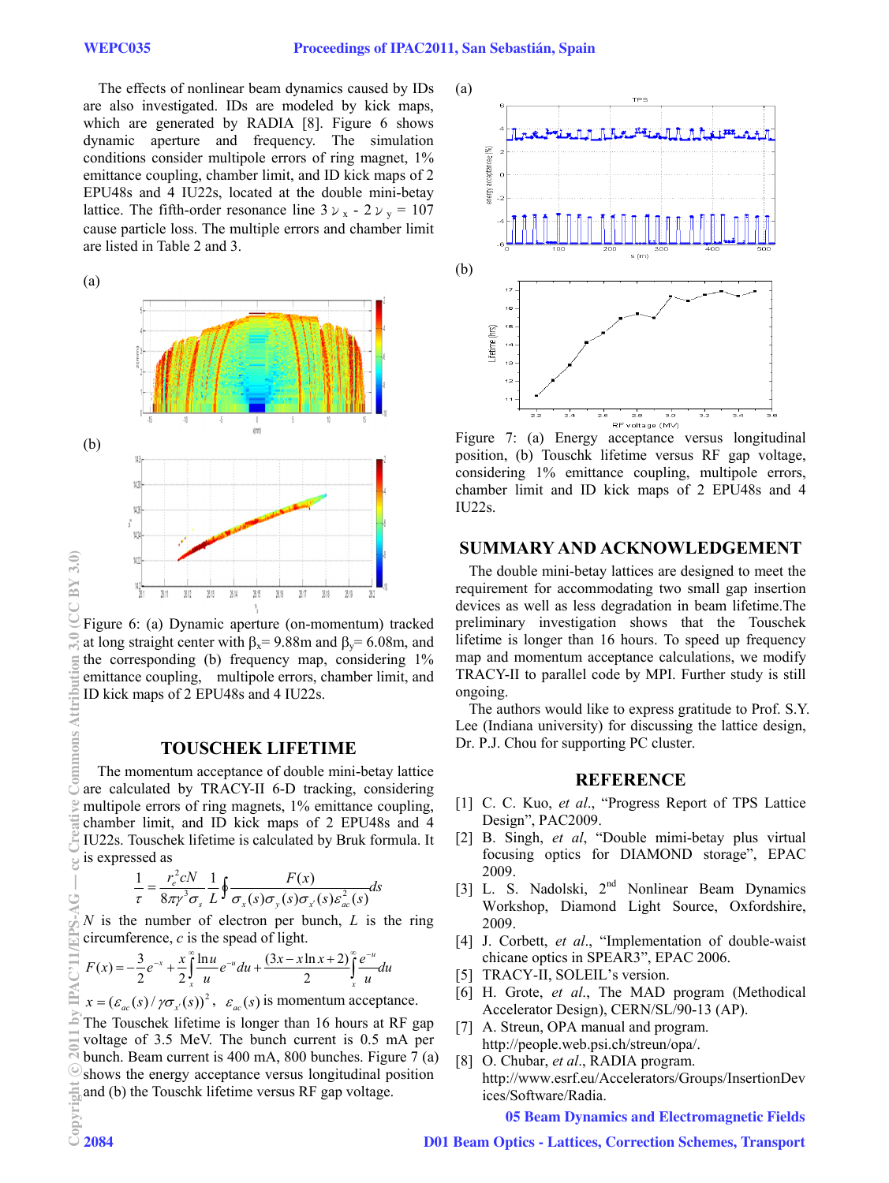The effects of nonlinear beam dynamics caused by IDs are also investigated. IDs are modeled by kick maps, which are generated by RADIA [8]. Figure 6 shows dynamic aperture and frequency. The simulation conditions consider multipole errors of ring magnet, 1% emittance coupling, chamber limit, and ID kick maps of 2 EPU48s and 4 IU22s, located at the double mini-betay lattice. The fifth-order resonance line $3\nu_x - 2\nu_y = 107$ cause particle loss. The multiple errors and chamber limit are listed in Table 2 and 3.

(a)

(b)

Figure 6: (a) Dynamic aperture (on-momentum) tracked at long straight center with $\beta_x$= 9.88m and $\beta_y$= 6.08m, and the corresponding (b) frequency map, considering 1% emittance coupling, multipole errors, chamber limit, and ID kick maps of 2 EPU48s and 4 IU22s.

## TOUSCHEK LIFETIME

The momentum acceptance of double mini-betay lattice are calculated by TRACY-II 6-D tracking, considering multipole errors of ring magnets, 1% emittance coupling, chamber limit, and ID kick maps of 2 EPU48s and 4 IU22s. Touschek lifetime is calculated by Bruk formula. It is expressed as

$$\frac{1}{\tau} = \frac{r_e^2 cN}{8\pi\gamma^3\sigma_s}\frac{1}{L}\oint\frac{F(x)}{\sigma_x(s)\sigma_y(s)\sigma_{x'}(s)\varepsilon_{ac}^2(s)}ds$$

$N$ is the number of electron per bunch, $L$ is the ring circumference, $c$ is the spead of light.

$$F(x) = -\frac{3}{2}e^{-x} + \frac{x}{2}\int_x^\infty \frac{\ln u}{u}e^{-u}du + \frac{(3x - x\ln x + 2)}{2}\int_x^\infty \frac{e^{-u}}{u}du$$

$x = (\varepsilon_{ac}(s)/\gamma\sigma_{x'}(s))^2$, $\varepsilon_{ac}(s)$ is momentum acceptance.

The Touschek lifetime is longer than 16 hours at RF gap voltage of 3.5 MeV. The bunch current is 0.5 mA per bunch. Beam current is 400 mA, 800 bunches. Figure 7 (a) shows the energy acceptance versus longitudinal position and (b) the Touschk lifetime versus RF gap voltage.

(a)

TPS
energy acceptance (%)
s (m)

(b)

Lifetime (hrs)
RF voltage (MV)

Figure 7: (a) Energy acceptance versus longitudinal position, (b) Touschk lifetime versus RF gap voltage, considering 1% emittance coupling, multipole errors, chamber limit and ID kick maps of 2 EPU48s and 4 IU22s.

## SUMMARY AND ACKNOWLEDGEMENT

The double mini-betay lattices are designed to meet the requirement for accommodating two small gap insertion devices as well as less degradation in beam lifetime.The preliminary investigation shows that the Touschek lifetime is longer than 16 hours. To speed up frequency map and momentum acceptance calculations, we modify TRACY-II to parallel code by MPI. Further study is still ongoing.

The authors would like to express gratitude to Prof. S.Y. Lee (Indiana university) for discussing the lattice design, Dr. P.J. Chou for supporting PC cluster.

## REFERENCE

[1] C. C. Kuo, *et al.*, "Progress Report of TPS Lattice Design", PAC2009.

[2] B. Singh, *et al*, "Double mimi-betay plus virtual focusing optics for DIAMOND storage", EPAC 2009.

[3] L. S. Nadolski, 2nd Nonlinear Beam Dynamics Workshop, Diamond Light Source, Oxfordshire, 2009.

[4] J. Corbett, *et al.*, "Implementation of double-waist chicane optics in SPEAR3", EPAC 2006.

[5] TRACY-II, SOLEIL's version.

[6] H. Grote, *et al.*, The MAD program (Methodical Accelerator Design), CERN/SL/90-13 (AP).

[7] A. Streun, OPA manual and program. http://people.web.psi.ch/streun/opa/.

[8] O. Chubar, *et al.*, RADIA program. http://www.esrf.eu/Accelerators/Groups/InsertionDevices/Software/Radia.